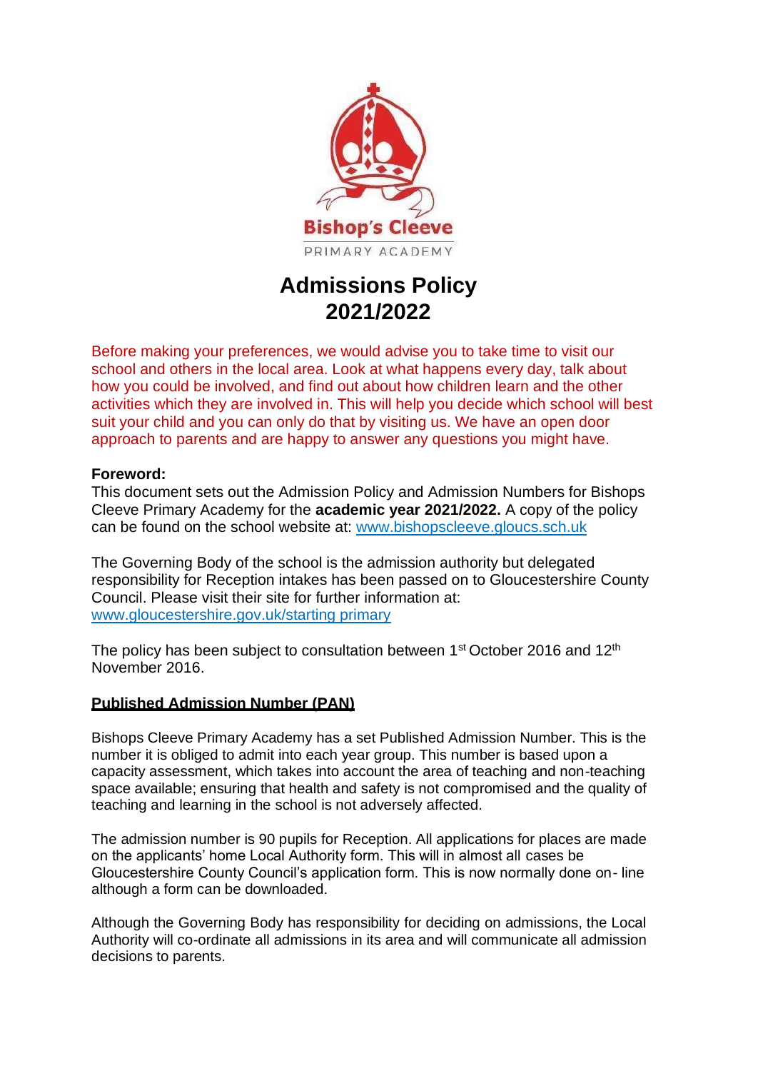Bishop's Cleeve

PRIMARY ACADEMY

# Admissions Policy 2021/2022

Before making your preferences, we would advise you to take time to visit our school and others in the local area. Look at what happens every day, talk about how you could be involved, and find out about how children learn and the other activities which they are involved in. This will help you decide which school will best suit your child and you can only do that by visiting us. We have an open door approach to parents and are happy to answer any questions you might have.

**Foreword:**

This document sets out the Admission Policy and Admission Numbers for Bishops Cleeve Primary Academy for the **academic year 2021/2022.** A copy of the policy can be found on the school website at: www.bishopscleeve.gloucs.sch.uk

The Governing Body of the school is the admission authority but delegated responsibility for Reception intakes has been passed on to Gloucestershire County Council. Please visit their site for further information at: www.gloucestershire.gov.uk/starting primary

The policy has been subject to consultation between 1st October 2016 and 12th November 2016.

## Published Admission Number (PAN)

Bishops Cleeve Primary Academy has a set Published Admission Number. This is the number it is obliged to admit into each year group. This number is based upon a capacity assessment, which takes into account the area of teaching and non-teaching space available; ensuring that health and safety is not compromised and the quality of teaching and learning in the school is not adversely affected.

The admission number is 90 pupils for Reception. All applications for places are made on the applicants' home Local Authority form. This will in almost all cases be Gloucestershire County Council's application form. This is now normally done on- line although a form can be downloaded.

Although the Governing Body has responsibility for deciding on admissions, the Local Authority will co-ordinate all admissions in its area and will communicate all admission decisions to parents.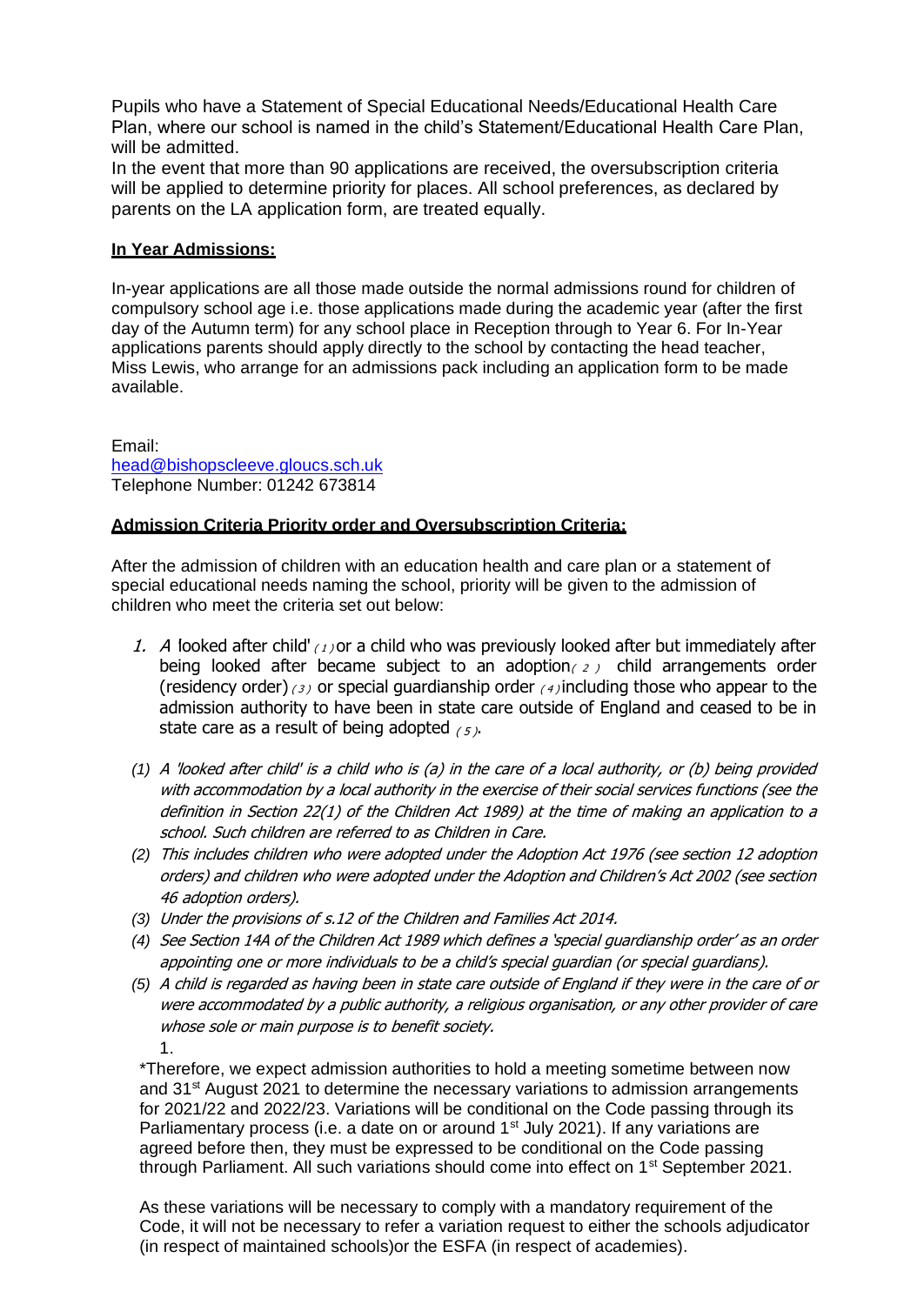Pupils who have a Statement of Special Educational Needs/Educational Health Care Plan, where our school is named in the child's Statement/Educational Health Care Plan, will be admitted.

In the event that more than 90 applications are received, the oversubscription criteria will be applied to determine priority for places. All school preferences, as declared by parents on the LA application form, are treated equally.

**In Year Admissions:**

In-year applications are all those made outside the normal admissions round for children of compulsory school age i.e. those applications made during the academic year (after the first day of the Autumn term) for any school place in Reception through to Year 6. For In-Year applications parents should apply directly to the school by contacting the head teacher, Miss Lewis, who arrange for an admissions pack including an application form to be made available.

Email:
head@bishopscleeve.gloucs.sch.uk
Telephone Number: 01242 673814

**Admission Criteria Priority order and Oversubscription Criteria:**

After the admission of children with an education health and care plan or a statement of special educational needs naming the school, priority will be given to the admission of children who meet the criteria set out below:

1. A looked after child' (1) or a child who was previously looked after but immediately after being looked after became subject to an adoption (2) child arrangements order (residency order) (3) or special guardianship order (4) including those who appear to the admission authority to have been in state care outside of England and ceased to be in state care as a result of being adopted (5).

(1) *A 'looked after child' is a child who is (a) in the care of a local authority, or (b) being provided with accommodation by a local authority in the exercise of their social services functions (see the definition in Section 22(1) of the Children Act 1989) at the time of making an application to a school. Such children are referred to as Children in Care.*

(2) *This includes children who were adopted under the Adoption Act 1976 (see section 12 adoption orders) and children who were adopted under the Adoption and Children's Act 2002 (see section 46 adoption orders).*

(3) *Under the provisions of s.12 of the Children and Families Act 2014.*

(4) *See Section 14A of the Children Act 1989 which defines a 'special guardianship order' as an order appointing one or more individuals to be a child's special guardian (or special guardians).*

(5) *A child is regarded as having been in state care outside of England if they were in the care of or were accommodated by a public authority, a religious organisation, or any other provider of care whose sole or main purpose is to benefit society.*

1.

*Therefore, we expect admission authorities to hold a meeting sometime between now and 31st August 2021 to determine the necessary variations to admission arrangements for 2021/22 and 2022/23. Variations will be conditional on the Code passing through its Parliamentary process (i.e. a date on or around 1st July 2021). If any variations are agreed before then, they must be expressed to be conditional on the Code passing through Parliament. All such variations should come into effect on 1st September 2021.

As these variations will be necessary to comply with a mandatory requirement of the Code, it will not be necessary to refer a variation request to either the schools adjudicator (in respect of maintained schools)or the ESFA (in respect of academies).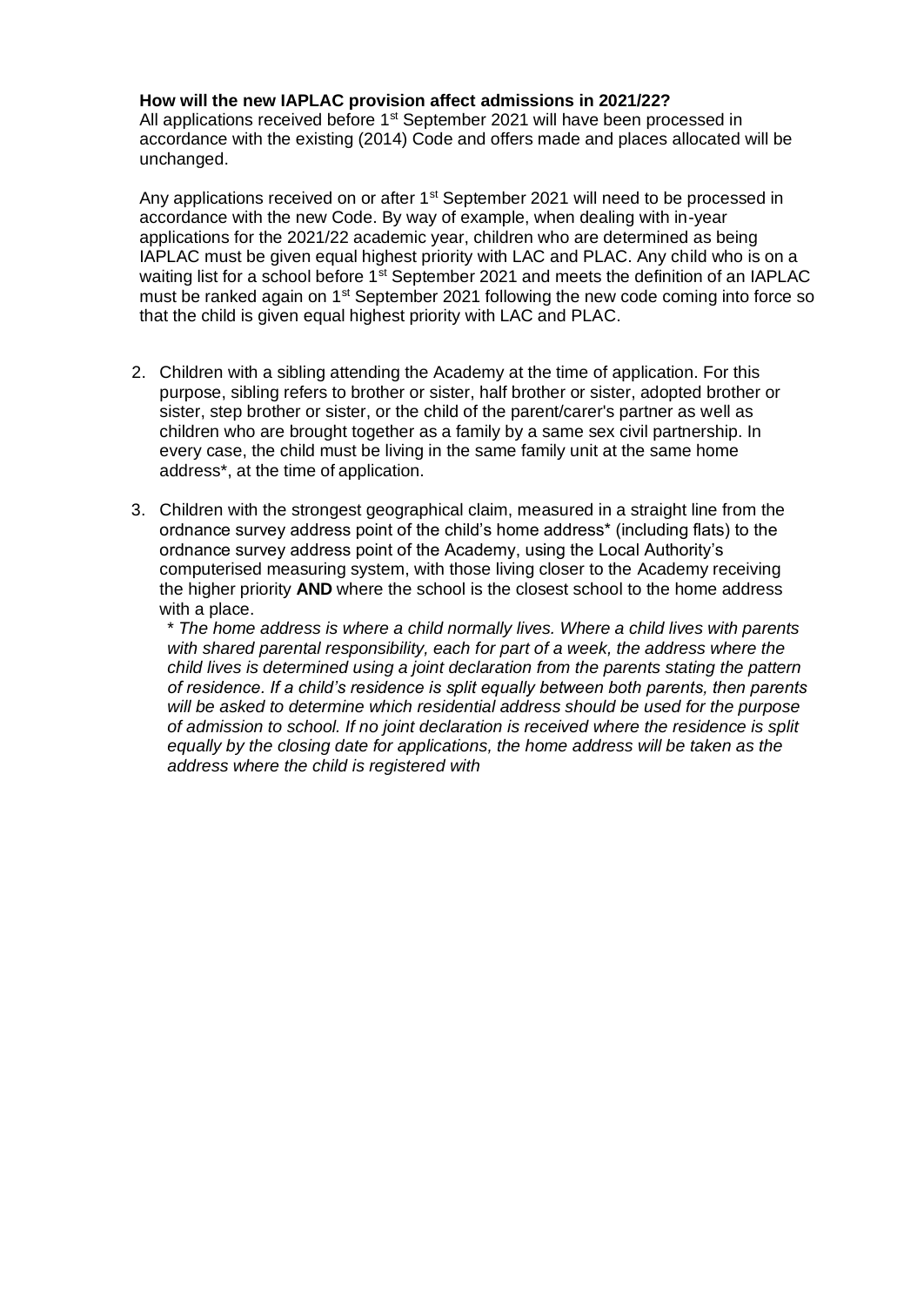**How will the new IAPLAC provision affect admissions in 2021/22?**

All applications received before 1st September 2021 will have been processed in accordance with the existing (2014) Code and offers made and places allocated will be unchanged.

Any applications received on or after 1st September 2021 will need to be processed in accordance with the new Code. By way of example, when dealing with in-year applications for the 2021/22 academic year, children who are determined as being IAPLAC must be given equal highest priority with LAC and PLAC. Any child who is on a waiting list for a school before 1st September 2021 and meets the definition of an IAPLAC must be ranked again on 1st September 2021 following the new code coming into force so that the child is given equal highest priority with LAC and PLAC.

2. Children with a sibling attending the Academy at the time of application. For this purpose, sibling refers to brother or sister, half brother or sister, adopted brother or sister, step brother or sister, or the child of the parent/carer's partner as well as children who are brought together as a family by a same sex civil partnership. In every case, the child must be living in the same family unit at the same home address*, at the time of application.

3. Children with the strongest geographical claim, measured in a straight line from the ordnance survey address point of the child's home address* (including flats) to the ordnance survey address point of the Academy, using the Local Authority's computerised measuring system, with those living closer to the Academy receiving the higher priority **AND** where the school is the closest school to the home address with a place.

   *\* The home address is where a child normally lives. Where a child lives with parents with shared parental responsibility, each for part of a week, the address where the child lives is determined using a joint declaration from the parents stating the pattern of residence. If a child's residence is split equally between both parents, then parents will be asked to determine which residential address should be used for the purpose of admission to school. If no joint declaration is received where the residence is split equally by the closing date for applications, the home address will be taken as the address where the child is registered with*